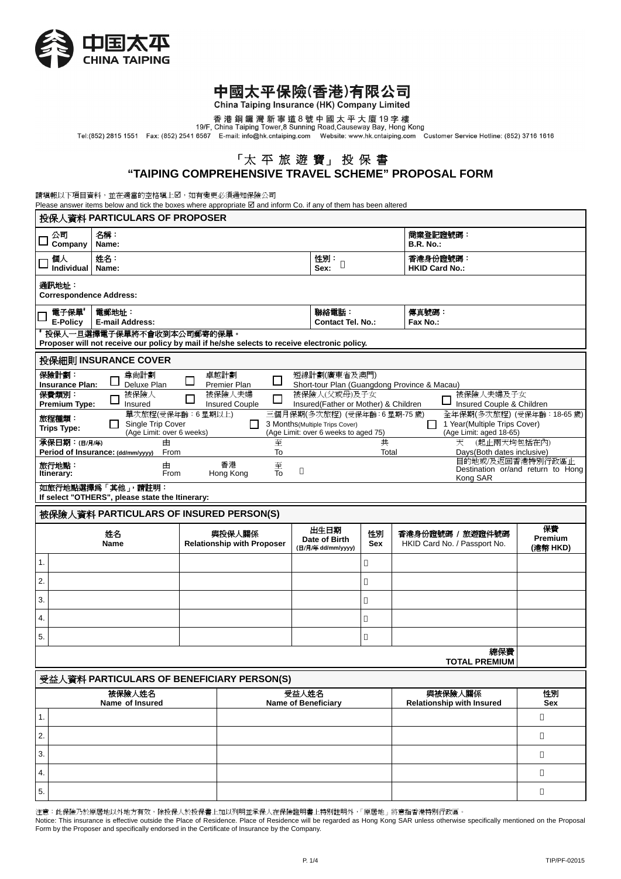中国太平
CHINA TAIPING

# 中國太平保險(香港)有限公司

**China Taiping Insurance (HK) Company Limited**

香港銅鑼灣新寧道8號中國太平大廈19字樓
19/F, China Taiping Tower,8 Sunning Road,Causeway Bay, Hong Kong
Tel:(852) 2815 1551 Fax: (852) 2541 6567 E-mail: info@hk.cntaiping.com Website: www.hk.cntaiping.com Customer Service Hotline: (852) 3716 1616

## 「太平旅遊寶」投保書
## "TAIPING COMPREHENSIVE TRAVEL SCHEME" PROPOSAL FORM

請填報以下項目資料，並在適當的空格填上☑，如有變更必須通知保險公司
Please answer items below and tick the boxes where appropriate ☑ and inform Co. if any of them has been altered

### 投保人資料 PARTICULARS OF PROPOSER

| | | | |
|---|---|---|---|
| ☐ 公司 Company | 名稱：Name: | | 商業登記證號碼：B.R. No.: |
| ☐ 個人 Individual | 姓名：Name: | 性別：Sex: | 香港身份證號碼：HKID Card No.: |
| 通訊地址：Correspondence Address: | | | |
| ☐ 電子保單* E-Policy | 電郵地址：E-mail Address: | 聯絡電話：Contact Tel. No.: | 傳真號碼：Fax No.: |

\* 投保人一旦選擇電子保單將不會收到本公司郵寄的保單。
**Proposer will not receive our policy by mail if he/she selects to receive electronic policy.**

### 投保細則 INSURANCE COVER

**保險計劃：Insurance Plan:** ☐ 尊尚計劃 Deluxe Plan ☐ 卓越計劃 Premier Plan ☐ 短線計劃(廣東省及澳門) Short-tour Plan (Guangdong Province & Macau)

**保費類別：Premium Type:** ☐ 被保險人 Insured ☐ 被保險人夫婦 Insured Couple ☐ 被保險人(父或母)及子女 Insured(Father or Mother) & Children ☐ 被保險人夫婦及子女 Insured Couple & Children

**旅程種類：Trips Type:** ☐ 單次旅程(受保年齡：6星期以上) Single Trip Cover (Age Limit: over 6 weeks) ☐ 三個月保期(多次旅程) (受保年齡：6星期-75歲) 3 Months(Multiple Trips Cover) (Age Limit: over 6 weeks to aged 75) ☐ 全年保期(多次旅程) (受保年齡：18-65歲) 1 Year(Multiple Trips Cover) (Age Limit: aged 18-65)

**承保日期：(日/月/年) Period of Insurance: (dd/mm/yyyy)** 由 From ______ 至 To ______ 共 Total ______ 天 (起止兩天均包括在內) Days(Both dates inclusive)

**旅行地點：Itinerary:** 由 From 香港 Hong Kong 至 To ______ 目的地或/及返回香港特別行政區止 Destination or/and return to Hong Kong SAR

**如旅行地點選擇爲「其他」，請註明：If select "OTHERS", please state the Itinerary:**

### 被保險人資料 PARTICULARS OF INSURED PERSON(S)

| | 姓名 Name | 與投保人關係 Relationship with Proposer | 出生日期 Date of Birth (日/月/年 dd/mm/yyyy) | 性別 Sex | 香港身份證號碼 / 旅遊證件號碼 HKID Card No. / Passport No. | 保費 Premium (港幣 HKD) |
|---|---|---|---|---|---|---|
| 1. | | | | | | |
| 2. | | | | | | |
| 3. | | | | | | |
| 4. | | | | | | |
| 5. | | | | | | |
| | | | | | **總保費 TOTAL PREMIUM** | |

### 受益人資料 PARTICULARS OF BENEFICIARY PERSON(S)

| | 被保險人姓名 Name of Insured | 受益人姓名 Name of Beneficiary | 與被保險人關係 Relationship with Insured | 性別 Sex |
|---|---|---|---|---|
| 1. | | | | |
| 2. | | | | |
| 3. | | | | |
| 4. | | | | |
| 5. | | | | |

注意：此保險乃於原居地以外地方有效，除投保人於投保書上加以列明並承保人在保險證明書上特別註明外，「原居地」將意指香港特別行政區。
Notice: This insurance is effective outside the Place of Residence. Place of Residence will be regarded as Hong Kong SAR unless otherwise specifically mentioned on the Proposal Form by the Proposer and specifically endorsed in the Certificate of Insurance by the Company.

TIP/PF-02015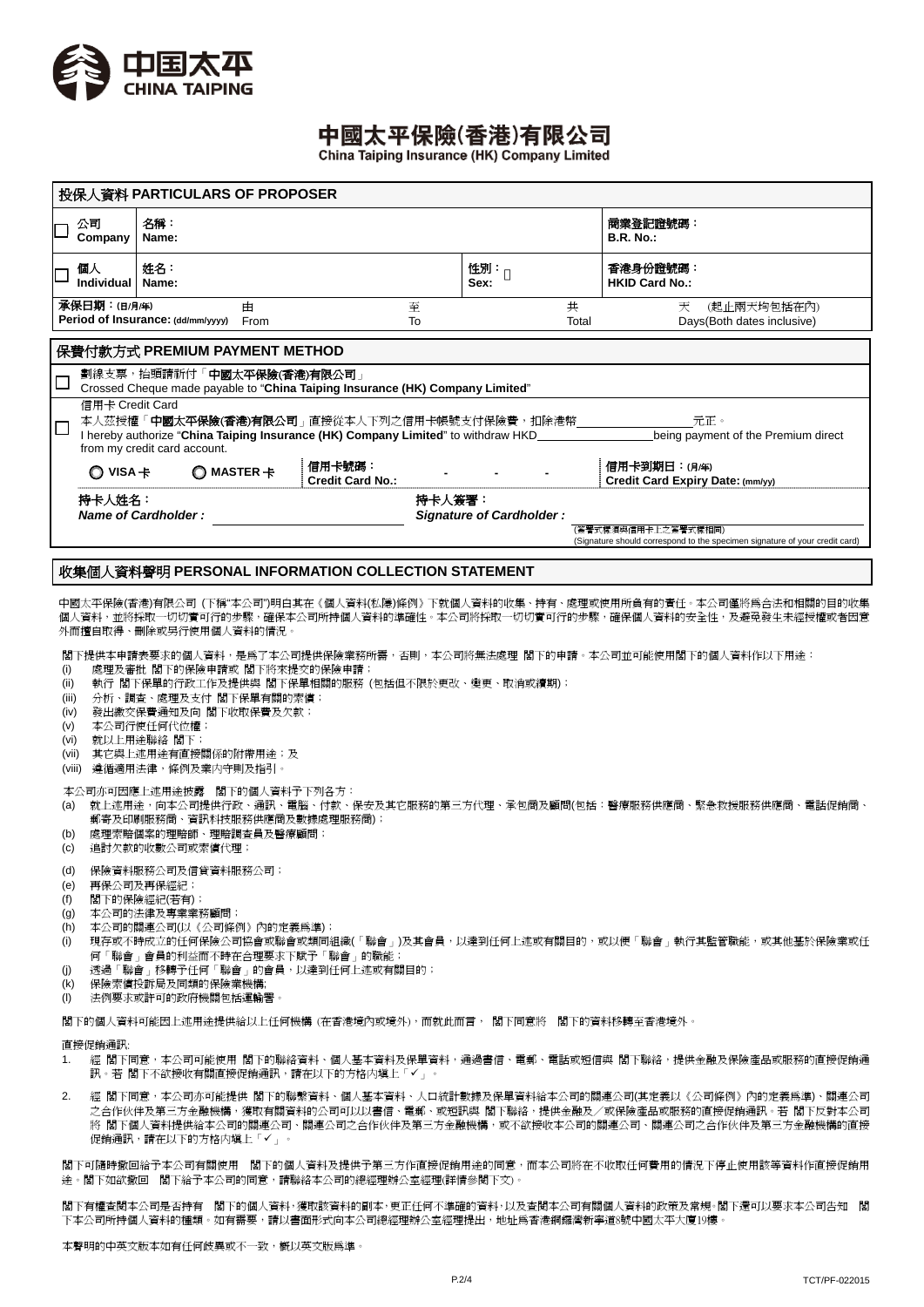中国太平
CHINA TAIPING

# 中國太平保險(香港)有限公司
**China Taiping Insurance (HK) Company Limited**

## 投保人資料 PARTICULARS OF PROPOSER

| | | | |
|---|---|---|---|
| ☐ 公司 **Company** | 名稱：**Name:** | | 商業登記證號碼：**B.R. No.:** |
| ☐ 個人 **Individual** | 姓名：**Name:** | 性別：☐ **Sex:** | 香港身份證號碼：**HKID Card No.:** |

**承保日期：(日/月/年) Period of Insurance: (dd/mm/yyyy)** 由 From 至 To 共 Total 天 (起止兩天均包括在內) Days(Both dates inclusive)

## 保費付款方式 PREMIUM PAYMENT METHOD

☐ 劃線支票，抬頭請祈付「**中國太平保險(香港)有限公司**」
Crossed Cheque made payable to "**China Taiping Insurance (HK) Company Limited**"

☐ 信用卡 Credit Card
本人茲授權「**中國太平保險(香港)有限公司**」直接從本人下列之信用卡帳號支付保險費，扣除港幣\_\_\_\_\_\_\_\_\_\_\_\_\_\_\_\_元正。
I hereby authorize "**China Taiping Insurance (HK) Company Limited**" to withdraw HKD\_\_\_\_\_\_\_\_\_\_\_\_\_\_\_\_being payment of the Premium direct from my credit card account.

◯ **VISA 卡** ◯ **MASTER 卡** **信用卡號碼：Credit Card No.:** - - - **信用卡到期日：(月/年) Credit Card Expiry Date: (mm/yy)**

**持卡人姓名：** ***Name of Cardholder :*** \_\_\_\_\_\_\_\_\_\_\_\_\_\_\_\_ **持卡人簽署：** ***Signature of Cardholder :*** \_\_\_\_\_\_\_\_\_\_\_\_\_\_\_\_

(簽署式樣須與信用卡上之簽署式樣相同)
(Signature should correspond to the specimen signature of your credit card)

## 收集個人資料聲明 PERSONAL INFORMATION COLLECTION STATEMENT

中國太平保險(香港)有限公司 (下稱"本公司")明白其在《個人資料(私隱)條例》下就個人資料的收集、持有、處理或使用所負有的責任。本公司僅將爲合法和相關的目的收集個人資料，並將採取一切切實可行的步驟，確保本公司所持個人資料的準確性。本公司將採取一切切實可行的步驟，確保個人資料的安全性，及避免發生未經授權或者因意外而擅自取得、刪除或另行使用個人資料的情況。

閣下提供本申請表要求的個人資料，是爲了本公司提供保險業務所需，否則，本公司將無法處理 閣下的申請。本公司並可能使用閣下的個人資料作以下用途：

(i) 處理及審批 閣下的保險申請或 閣下將來提交的保險申請；
(ii) 執行 閣下保單的行政工作及提供與 閣下保單相關的服務 (包括但不限於更改、變更、取消或續期)；
(iii) 分析、調查、處理及支付 閣下保單有關的索償；
(iv) 發出繳交保費通知及向 閣下收取保費及欠款；
(v) 本公司行使任何代位權；
(vi) 就以上用途聯絡 閣下；
(vii) 其它與上述用途有直接關係的附帶用途；及
(viii) 遵循適用法律，條例及業內守則及指引。

本公司亦可因應上述用途披露 閣下的個人資料予下列各方：

(a) 就上述用途，向本公司提供行政、通訊、電腦、付款、保安及其它服務的第三方代理、承包商及顧問(包括：醫療服務供應商、緊急救援服務供應商、電話促銷商、郵寄及印刷服務商、資訊科技服務供應商及數據處理服務商)；
(b) 處理索賠個案的理賠師、理賠調查員及醫療顧問；
(c) 追討欠款的收數公司或索償代理；
(d) 保險資料服務公司及信貸資料服務公司；
(e) 再保公司及再保經紀；
(f) 閣下的保險經紀(若有)；
(g) 本公司的法律及專業業務顧問；
(h) 本公司的關連公司(以《公司條例》內的定義爲準)；
(i) 現存或不時成立的任何保險公司協會或聯會或類同組織(「聯會」)及其會員，以達到任何上述或有關目的，或以便「聯會」執行其監管職能，或其他基於保險業或任何「聯會」會員的利益而不時在合理要求下賦予「聯會」的職能；
(j) 透過「聯會」移轉予任何「聯會」的會員，以達到任何上述或有關目的；
(k) 保險索償投訴局及同類的保險業機構；
(l) 法例要求或許可的政府機關包括運輸署。

閣下的個人資料可能因上述用途提供給以上任何機構 (在香港境內或境外)，而就此而言， 閣下同意將 閣下的資料移轉至香港境外。

直接促銷通訊:

1. 經 閣下同意，本公司可能使用 閣下的聯絡資料、個人基本資料及保單資料，通過書信、電郵、電話或短信與 閣下聯絡，提供金融及保險產品或服務的直接促銷通訊。若 閣下不欲接收有關直接促銷通訊，請在以下的方格內填上「✓」。
2. 經 閣下同意，本公司亦可能提供 閣下的聯繫資料、個人基本資料、人口統計數據及保單資料給本公司的關連公司(其定義以《公司條例》內的定義爲準)、關連公司之合作伙伴及第三方金融機構，獲取有關資料的公司可以以書信、電郵、或短訊與 閣下聯絡，提供金融及／或保險產品或服務的直接促銷通訊。若 閣下反對本公司將 閣下個人資料提供給本公司的關連公司、關連公司之合作伙伴及第三方金融機構，或不欲接收本公司的關連公司、關連公司之合作伙伴及第三方金融機構的直接促銷通訊，請在以下的方格內填上「✓」。

閣下可隨時撤回給予本公司有關使用 閣下的個人資料及提供予第三方作直接促銷用途的同意，而本公司將在不收取任何費用的情況下停止使用該等資料作直接促銷用途。閣下如欲撤回 閣下給予本公司的同意，請聯絡本公司的總經理辦公室經理(詳情參閱下文)。

閣下有權查閱本公司是否持有 閣下的個人資料，獲取該資料的副本，更正任何不準確的資料，以及查閱本公司有關個人資料的政策及常規。閣下還可以要求本公司告知 閣下本公司所持個人資料的種類。如有需要，請以書面形式向本公司總經理辦公室經理提出，地址爲香港銅鑼灣新寧道8號中國太平大廈19樓。

本聲明的中英文版本如有任何歧異或不一致，概以英文版爲準。

TCT/PF-022015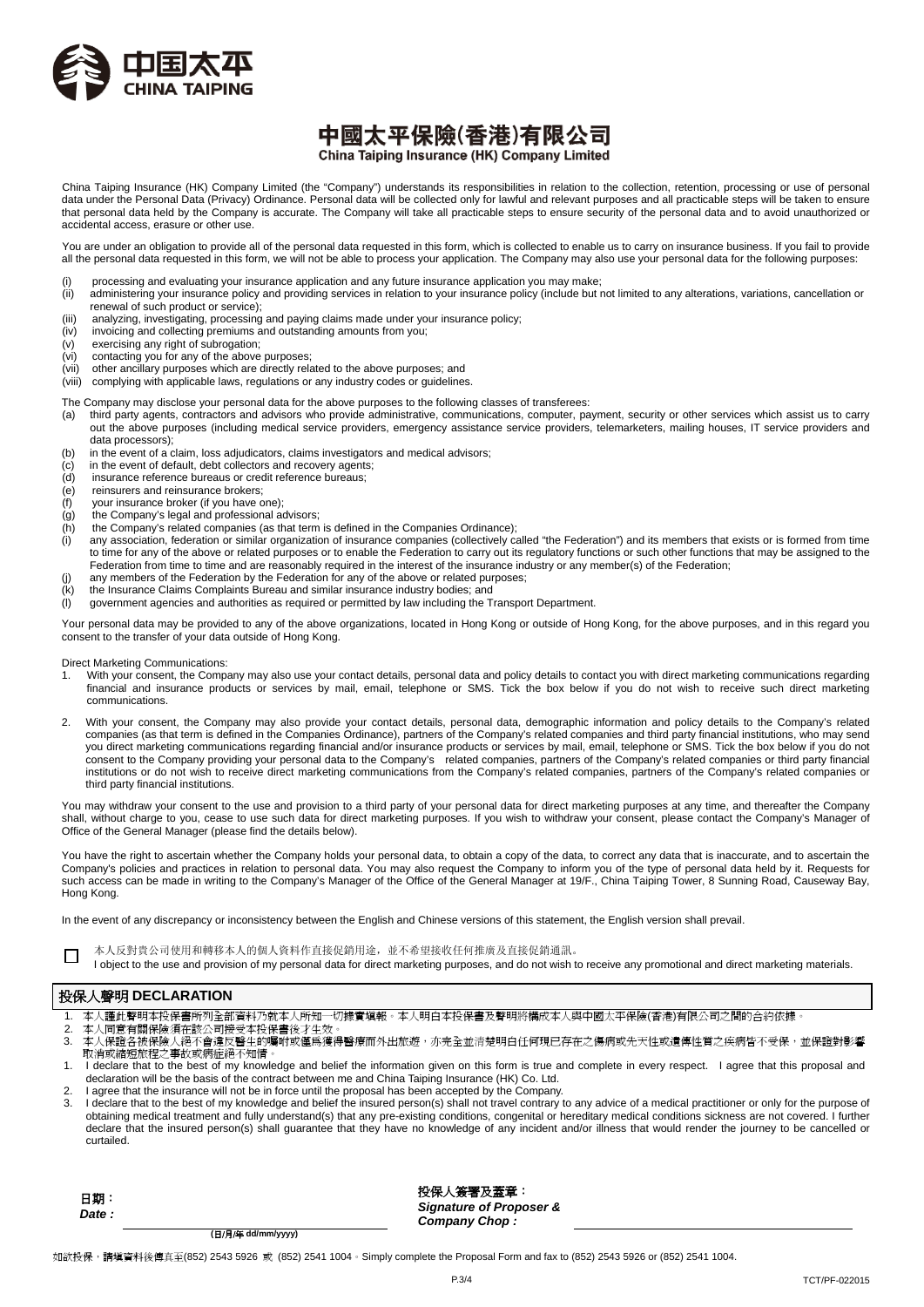中国太平
CHINA TAIPING

# 中國太平保險(香港)有限公司
**China Taiping Insurance (HK) Company Limited**

China Taiping Insurance (HK) Company Limited (the "Company") understands its responsibilities in relation to the collection, retention, processing or use of personal data under the Personal Data (Privacy) Ordinance. Personal data will be collected only for lawful and relevant purposes and all practicable steps will be taken to ensure that personal data held by the Company is accurate. The Company will take all practicable steps to ensure security of the personal data and to avoid unauthorized or accidental access, erasure or other use.

You are under an obligation to provide all of the personal data requested in this form, which is collected to enable us to carry on insurance business. If you fail to provide all the personal data requested in this form, we will not be able to process your application. The Company may also use your personal data for the following purposes:

(i) processing and evaluating your insurance application and any future insurance application you may make;
(ii) administering your insurance policy and providing services in relation to your insurance policy (include but not limited to any alterations, variations, cancellation or renewal of such product or service);
(iii) analyzing, investigating, processing and paying claims made under your insurance policy;
(iv) invoicing and collecting premiums and outstanding amounts from you;
(v) exercising any right of subrogation;
(vi) contacting you for any of the above purposes;
(vii) other ancillary purposes which are directly related to the above purposes; and
(viii) complying with applicable laws, regulations or any industry codes or guidelines.

The Company may disclose your personal data for the above purposes to the following classes of transferees:

(a) third party agents, contractors and advisors who provide administrative, communications, computer, payment, security or other services which assist us to carry out the above purposes (including medical service providers, emergency assistance service providers, telemarketers, mailing houses, IT service providers and data processors);
(b) in the event of a claim, loss adjudicators, claims investigators and medical advisors;
(c) in the event of default, debt collectors and recovery agents;
(d) insurance reference bureaus or credit reference bureaus;
(e) reinsurers and reinsurance brokers;
(f) your insurance broker (if you have one);
(g) the Company's legal and professional advisors;
(h) the Company's related companies (as that term is defined in the Companies Ordinance);
(i) any association, federation or similar organization of insurance companies (collectively called "the Federation") and its members that exists or is formed from time to time for any of the above or related purposes or to enable the Federation to carry out its regulatory functions or such other functions that may be assigned to the Federation from time to time and are reasonably required in the interest of the insurance industry or any member(s) of the Federation;
(j) any members of the Federation by the Federation for any of the above or related purposes;
(k) the Insurance Claims Complaints Bureau and similar insurance industry bodies; and
(l) government agencies and authorities as required or permitted by law including the Transport Department.

Your personal data may be provided to any of the above organizations, located in Hong Kong or outside of Hong Kong, for the above purposes, and in this regard you consent to the transfer of your data outside of Hong Kong.

Direct Marketing Communications:

1. With your consent, the Company may also use your contact details, personal data and policy details to contact you with direct marketing communications regarding financial and insurance products or services by mail, email, telephone or SMS. Tick the box below if you do not wish to receive such direct marketing communications.

2. With your consent, the Company may also provide your contact details, personal data, demographic information and policy details to the Company's related companies (as that term is defined in the Companies Ordinance), partners of the Company's related companies and third party financial institutions, who may send you direct marketing communications regarding financial and/or insurance products or services by mail, email, telephone or SMS. Tick the box below if you do not consent to the Company providing your personal data to the Company's related companies, partners of the Company's related companies or third party financial institutions or do not wish to receive direct marketing communications from the Company's related companies, partners of the Company's related companies or third party financial institutions.

You may withdraw your consent to the use and provision to a third party of your personal data for direct marketing purposes at any time, and thereafter the Company shall, without charge to you, cease to use such data for direct marketing purposes. If you wish to withdraw your consent, please contact the Company's Manager of Office of the General Manager (please find the details below).

You have the right to ascertain whether the Company holds your personal data, to obtain a copy of the data, to correct any data that is inaccurate, and to ascertain the Company's policies and practices in relation to personal data. You may also request the Company to inform you of the type of personal data held by it. Requests for such access can be made in writing to the Company's Manager of the Office of the General Manager at 19/F., China Taiping Tower, 8 Sunning Road, Causeway Bay, Hong Kong.

In the event of any discrepancy or inconsistency between the English and Chinese versions of this statement, the English version shall prevail.

☐ 本人反對貴公司使用和轉移本人的個人資料作直接促銷用途，並不希望接收任何推廣及直接促銷通訊。
I object to the use and provision of my personal data for direct marketing purposes, and do not wish to receive any promotional and direct marketing materials.

## 投保人聲明 DECLARATION

1. 本人謹此聲明本投保書所列全部資料乃就本人所知一切據實填報。本人明白本投保書及聲明將構成本人與中國太平保險(香港)有限公司之間的合約依據。
2. 本人同意有關保險須在該公司接受本投保書後才生效。
3. 本人保證各被保險人絕不會違反醫生的囑咐或僅為獲得醫療而外出旅遊，亦完全並清楚明白任何現已存在之傷病或先天性或遺傳性質之疾病皆不受保，並保證對影響取消或縮短旅程之事故或病症絕不知情。

1. I declare that to the best of my knowledge and belief the information given on this form is true and complete in every respect. I agree that this proposal and declaration will be the basis of the contract between me and China Taiping Insurance (HK) Co. Ltd.
2. I agree that the insurance will not be in force until the proposal has been accepted by the Company.
3. I declare that to the best of my knowledge and belief the insured person(s) shall not travel contrary to any advice of a medical practitioner or only for the purpose of obtaining medical treatment and fully understand(s) that any pre-existing conditions, congenital or hereditary medical conditions sickness are not covered. I further declare that the insured person(s) shall guarantee that they have no knowledge of any incident and/or illness that would render the journey to be cancelled or curtailed.

日期：
*Date :* ______________________
(日/月/年 dd/mm/yyyy)

投保人簽署及蓋章：
*Signature of Proposer & Company Chop :* ______________________

如欲投保，請填資料後傳真至(852) 2543 5926 或 (852) 2541 1004。Simply complete the Proposal Form and fax to (852) 2543 5926 or (852) 2541 1004.

TCT/PF-022015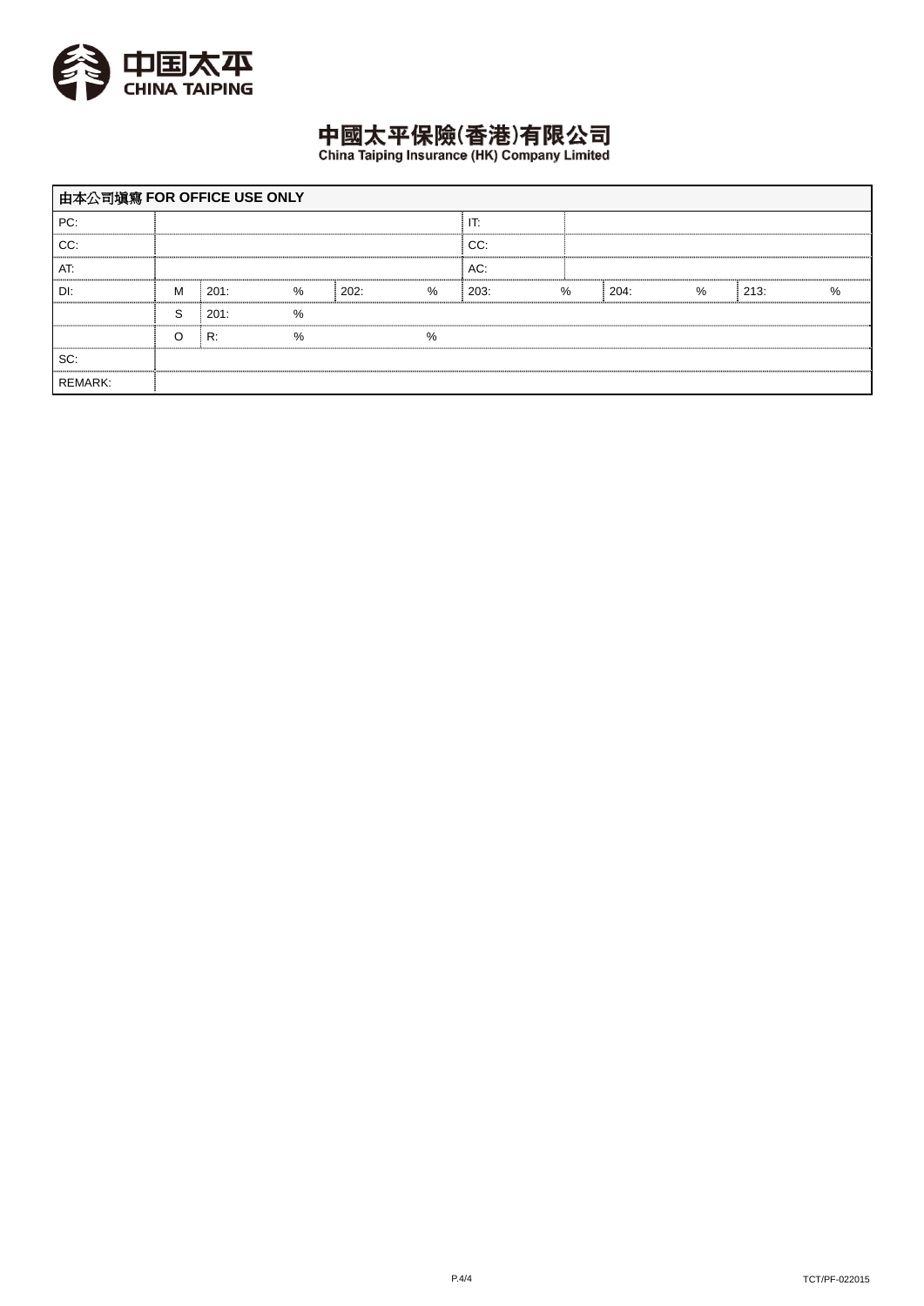# 中國太平保險(香港)有限公司
China Taiping Insurance (HK) Company Limited

| 由本公司填寫 FOR OFFICE USE ONLY | | | | | | | | | | | | |
|---|---|---|---|---|---|---|---|---|---|---|---|---|
| PC: | | | | | | IT: | | | | | | |
| CC: | | | | | | CC: | | | | | | |
| AT: | | | | | | AC: | | | | | | |
| DI: | M | 201: | % | 202: | % | 203: | % | 204: | % | 213: | % | |
| | S | 201: | % | | | | | | | | | |
| | O | R: | % | | % | | | | | | | |
| SC: | | | | | | | | | | | | |
| REMARK: | | | | | | | | | | | | |

TCT/PF-022015